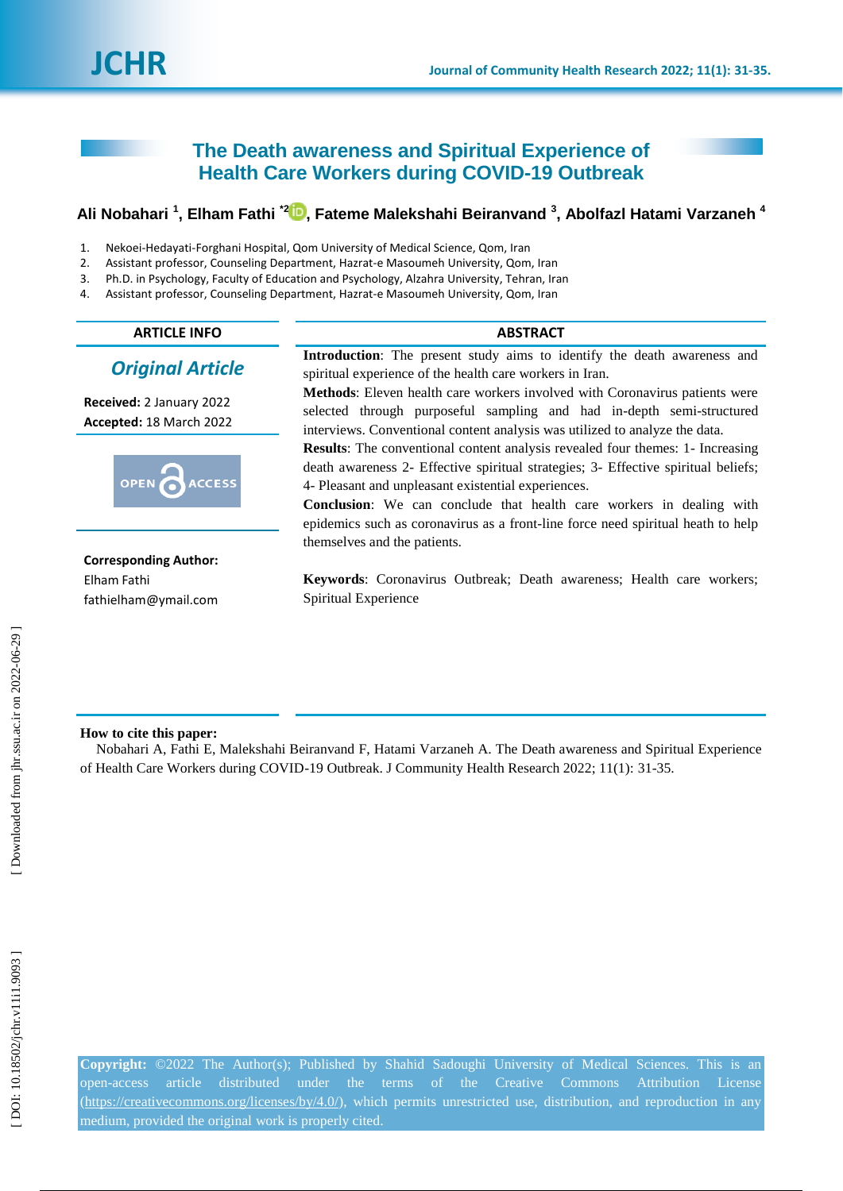# The Death awareness and Spiritual Experience of Health Care Workers during COVID-19 Outbreak

**Ali Nobahari [1], Elham Fathi [*2], Fateme Malekshahi Beiranvand [3], Abolfazl Hatami Varzaneh [4]**

1. Nekoei-Hedayati-Forghani Hospital, Qom University of Medical Science, Qom, Iran
2. Assistant professor, Counseling Department, Hazrat-e Masoumeh University, Qom, Iran
3. Ph.D. in Psychology, Faculty of Education and Psychology, Alzahra University, Tehran, Iran
4. Assistant professor, Counseling Department, Hazrat-e Masoumeh University, Qom, Iran

## ARTICLE INFO

*Original Article*

**Received:** 2 January 2022
**Accepted:** 18 March 2022

OPEN ACCESS

**Corresponding Author:**
Elham Fathi
fathielham@ymail.com

## ABSTRACT

**Introduction**: The present study aims to identify the death awareness and spiritual experience of the health care workers in Iran.

**Methods**: Eleven health care workers involved with Coronavirus patients were selected through purposeful sampling and had in-depth semi-structured interviews. Conventional content analysis was utilized to analyze the data.

**Results**: The conventional content analysis revealed four themes: 1- Increasing death awareness 2- Effective spiritual strategies; 3- Effective spiritual beliefs; 4- Pleasant and unpleasant existential experiences.

**Conclusion**: We can conclude that health care workers in dealing with epidemics such as coronavirus as a front-line force need spiritual heath to help themselves and the patients.

**Keywords**: Coronavirus Outbreak; Death awareness; Health care workers; Spiritual Experience

**How to cite this paper:**
Nobahari A, Fathi E, Malekshahi Beiranvand F, Hatami Varzaneh A. The Death awareness and Spiritual Experience of Health Care Workers during COVID-19 Outbreak. J Community Health Research 2022; 11(1): 31-35.

**Copyright:** ©2022 The Author(s); Published by Shahid Sadoughi University of Medical Sciences. This is an open-access article distributed under the terms of the Creative Commons Attribution License (https://creativecommons.org/licenses/by/4.0/), which permits unrestricted use, distribution, and reproduction in any medium, provided the original work is properly cited.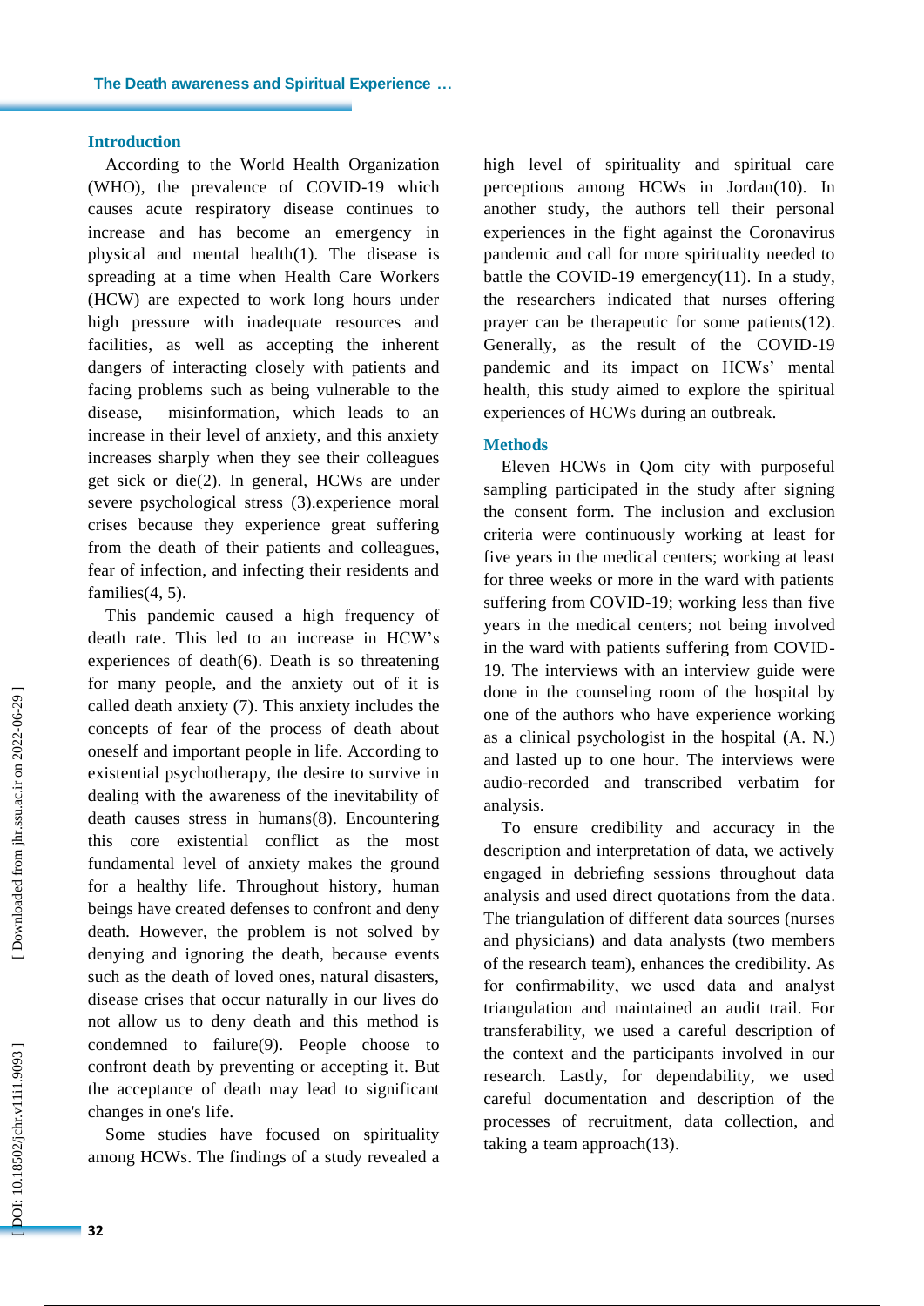## Introduction

According to the World Health Organization (WHO), the prevalence of COVID-19 which causes acute respiratory disease continues to increase and has become an emergency in physical and mental health(1). The disease is spreading at a time when Health Care Workers (HCW) are expected to work long hours under high pressure with inadequate resources and facilities, as well as accepting the inherent dangers of interacting closely with patients and facing problems such as being vulnerable to the disease, misinformation, which leads to an increase in their level of anxiety, and this anxiety increases sharply when they see their colleagues get sick or die(2). In general, HCWs are under severe psychological stress (3).experience moral crises because they experience great suffering from the death of their patients and colleagues, fear of infection, and infecting their residents and families(4, 5).

This pandemic caused a high frequency of death rate. This led to an increase in HCW's experiences of death(6). Death is so threatening for many people, and the anxiety out of it is called death anxiety (7). This anxiety includes the concepts of fear of the process of death about oneself and important people in life. According to existential psychotherapy, the desire to survive in dealing with the awareness of the inevitability of death causes stress in humans(8). Encountering this core existential conflict as the most fundamental level of anxiety makes the ground for a healthy life. Throughout history, human beings have created defenses to confront and deny death. However, the problem is not solved by denying and ignoring the death, because events such as the death of loved ones, natural disasters, disease crises that occur naturally in our lives do not allow us to deny death and this method is condemned to failure(9). People choose to confront death by preventing or accepting it. But the acceptance of death may lead to significant changes in one's life.

Some studies have focused on spirituality among HCWs. The findings of a study revealed a high level of spirituality and spiritual care perceptions among HCWs in Jordan(10). In another study, the authors tell their personal experiences in the fight against the Coronavirus pandemic and call for more spirituality needed to battle the COVID-19 emergency(11). In a study, the researchers indicated that nurses offering prayer can be therapeutic for some patients(12). Generally, as the result of the COVID-19 pandemic and its impact on HCWs' mental health, this study aimed to explore the spiritual experiences of HCWs during an outbreak.

## Methods

Eleven HCWs in Qom city with purposeful sampling participated in the study after signing the consent form. The inclusion and exclusion criteria were continuously working at least for five years in the medical centers; working at least for three weeks or more in the ward with patients suffering from COVID-19; working less than five years in the medical centers; not being involved in the ward with patients suffering from COVID-19. The interviews with an interview guide were done in the counseling room of the hospital by one of the authors who have experience working as a clinical psychologist in the hospital (A. N.) and lasted up to one hour. The interviews were audio-recorded and transcribed verbatim for analysis.

To ensure credibility and accuracy in the description and interpretation of data, we actively engaged in debriefing sessions throughout data analysis and used direct quotations from the data. The triangulation of different data sources (nurses and physicians) and data analysts (two members of the research team), enhances the credibility. As for confirmability, we used data and analyst triangulation and maintained an audit trail. For transferability, we used a careful description of the context and the participants involved in our research. Lastly, for dependability, we used careful documentation and description of the processes of recruitment, data collection, and taking a team approach(13).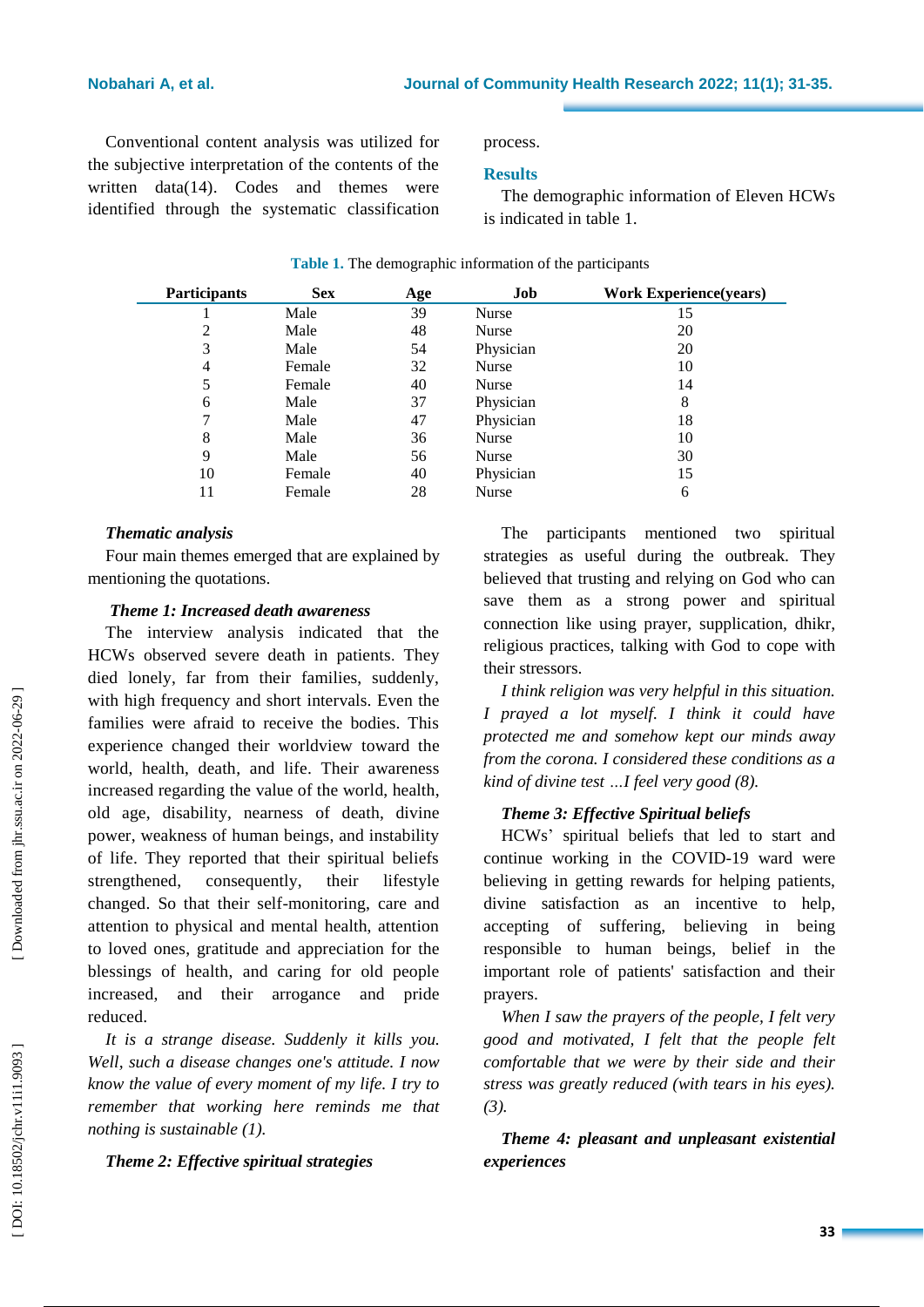Conventional content analysis was utilized for the subjective interpretation of the contents of the written data(14). Codes and themes were identified through the systematic classification process.

## Results

The demographic information of Eleven HCWs is indicated in table 1.

**Table 1.** The demographic information of the participants

| Participants | Sex | Age | Job | Work Experience(years) |
|---|---|---|---|---|
| 1 | Male | 39 | Nurse | 15 |
| 2 | Male | 48 | Nurse | 20 |
| 3 | Male | 54 | Physician | 20 |
| 4 | Female | 32 | Nurse | 10 |
| 5 | Female | 40 | Nurse | 14 |
| 6 | Male | 37 | Physician | 8 |
| 7 | Male | 47 | Physician | 18 |
| 8 | Male | 36 | Nurse | 10 |
| 9 | Male | 56 | Nurse | 30 |
| 10 | Female | 40 | Physician | 15 |
| 11 | Female | 28 | Nurse | 6 |

### *Thematic analysis*

Four main themes emerged that are explained by mentioning the quotations.

#### *Theme 1: Increased death awareness*

The interview analysis indicated that the HCWs observed severe death in patients. They died lonely, far from their families, suddenly, with high frequency and short intervals. Even the families were afraid to receive the bodies. This experience changed their worldview toward the world, health, death, and life. Their awareness increased regarding the value of the world, health, old age, disability, nearness of death, divine power, weakness of human beings, and instability of life. They reported that their spiritual beliefs strengthened, consequently, their lifestyle changed. So that their self-monitoring, care and attention to physical and mental health, attention to loved ones, gratitude and appreciation for the blessings of health, and caring for old people increased, and their arrogance and pride reduced.

*It is a strange disease. Suddenly it kills you. Well, such a disease changes one's attitude. I now know the value of every moment of my life. I try to remember that working here reminds me that nothing is sustainable (1).*

#### *Theme 2: Effective spiritual strategies*

The participants mentioned two spiritual strategies as useful during the outbreak. They believed that trusting and relying on God who can save them as a strong power and spiritual connection like using prayer, supplication, dhikr, religious practices, talking with God to cope with their stressors.

*I think religion was very helpful in this situation. I prayed a lot myself. I think it could have protected me and somehow kept our minds away from the corona. I considered these conditions as a kind of divine test …I feel very good (8).*

#### *Theme 3: Effective Spiritual beliefs*

HCWs' spiritual beliefs that led to start and continue working in the COVID-19 ward were believing in getting rewards for helping patients, divine satisfaction as an incentive to help, accepting of suffering, believing in being responsible to human beings, belief in the important role of patients' satisfaction and their prayers.

*When I saw the prayers of the people, I felt very good and motivated, I felt that the people felt comfortable that we were by their side and their stress was greatly reduced (with tears in his eyes). (3).*

#### *Theme 4: pleasant and unpleasant existential experiences*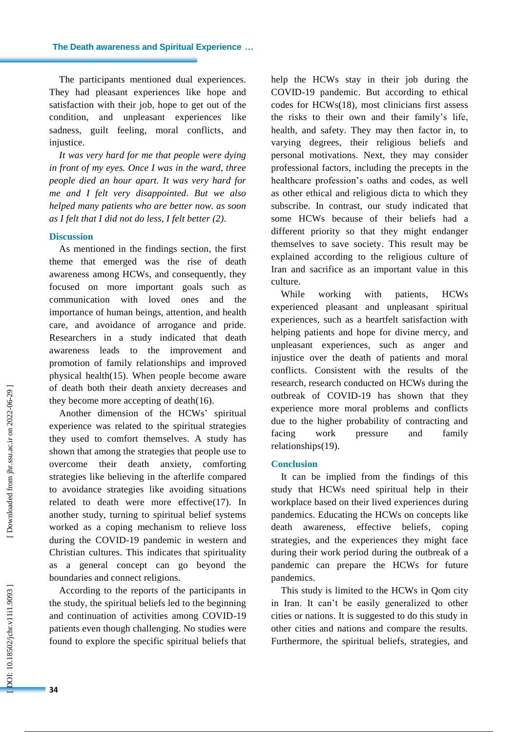The participants mentioned dual experiences. They had pleasant experiences like hope and satisfaction with their job, hope to get out of the condition, and unpleasant experiences like sadness, guilt feeling, moral conflicts, and injustice.

*It was very hard for me that people were dying in front of my eyes. Once I was in the ward, three people died an hour apart. It was very hard for me and I felt very disappointed. But we also helped many patients who are better now. as soon as I felt that I did not do less, I felt better (2).*

## Discussion

As mentioned in the findings section, the first theme that emerged was the rise of death awareness among HCWs, and consequently, they focused on more important goals such as communication with loved ones and the importance of human beings, attention, and health care, and avoidance of arrogance and pride. Researchers in a study indicated that death awareness leads to the improvement and promotion of family relationships and improved physical health(15). When people become aware of death both their death anxiety decreases and they become more accepting of death(16).

Another dimension of the HCWs' spiritual experience was related to the spiritual strategies they used to comfort themselves. A study has shown that among the strategies that people use to overcome their death anxiety, comforting strategies like believing in the afterlife compared to avoidance strategies like avoiding situations related to death were more effective(17). In another study, turning to spiritual belief systems worked as a coping mechanism to relieve loss during the COVID-19 pandemic in western and Christian cultures. This indicates that spirituality as a general concept can go beyond the boundaries and connect religions.

According to the reports of the participants in the study, the spiritual beliefs led to the beginning and continuation of activities among COVID-19 patients even though challenging. No studies were found to explore the specific spiritual beliefs that help the HCWs stay in their job during the COVID-19 pandemic. But according to ethical codes for HCWs(18), most clinicians first assess the risks to their own and their family's life, health, and safety. They may then factor in, to varying degrees, their religious beliefs and personal motivations. Next, they may consider professional factors, including the precepts in the healthcare profession's oaths and codes, as well as other ethical and religious dicta to which they subscribe. In contrast, our study indicated that some HCWs because of their beliefs had a different priority so that they might endanger themselves to save society. This result may be explained according to the religious culture of Iran and sacrifice as an important value in this culture.

While working with patients, HCWs experienced pleasant and unpleasant spiritual experiences, such as a heartfelt satisfaction with helping patients and hope for divine mercy, and unpleasant experiences, such as anger and injustice over the death of patients and moral conflicts. Consistent with the results of the research, research conducted on HCWs during the outbreak of COVID-19 has shown that they experience more moral problems and conflicts due to the higher probability of contracting and facing work pressure and family relationships(19).

## Conclusion

It can be implied from the findings of this study that HCWs need spiritual help in their workplace based on their lived experiences during pandemics. Educating the HCWs on concepts like death awareness, effective beliefs, coping strategies, and the experiences they might face during their work period during the outbreak of a pandemic can prepare the HCWs for future pandemics.

This study is limited to the HCWs in Qom city in Iran. It can't be easily generalized to other cities or nations. It is suggested to do this study in other cities and nations and compare the results. Furthermore, the spiritual beliefs, strategies, and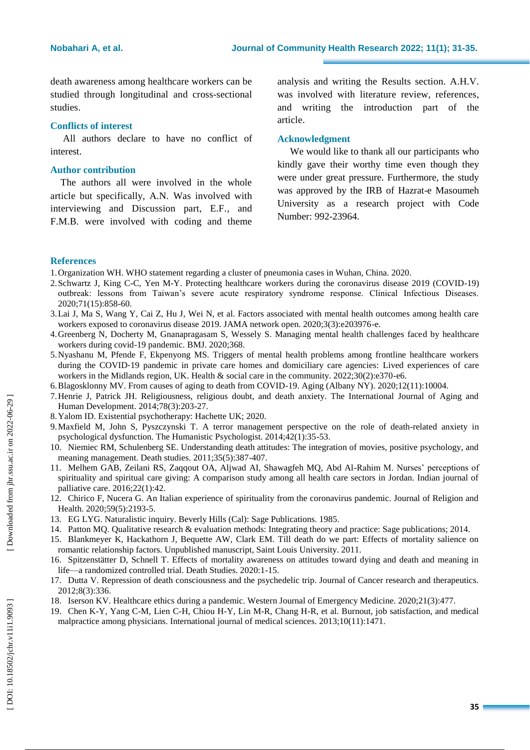death awareness among healthcare workers can be studied through longitudinal and cross-sectional studies.

## Conflicts of interest

All authors declare to have no conflict of interest.

## Author contribution

The authors all were involved in the whole article but specifically, A.N. Was involved with interviewing and Discussion part, E.F., and F.M.B. were involved with coding and theme analysis and writing the Results section. A.H.V. was involved with literature review, references, and writing the introduction part of the article.

## Acknowledgment

We would like to thank all our participants who kindly gave their worthy time even though they were under great pressure. Furthermore, the study was approved by the IRB of Hazrat-e Masoumeh University as a research project with Code Number: 992-23964.

## References

1. Organization WH. WHO statement regarding a cluster of pneumonia cases in Wuhan, China. 2020.
2. Schwartz J, King C-C, Yen M-Y. Protecting healthcare workers during the coronavirus disease 2019 (COVID-19) outbreak: lessons from Taiwan's severe acute respiratory syndrome response. Clinical Infectious Diseases. 2020;71(15):858-60.
3. Lai J, Ma S, Wang Y, Cai Z, Hu J, Wei N, et al. Factors associated with mental health outcomes among health care workers exposed to coronavirus disease 2019. JAMA network open. 2020;3(3):e203976-e.
4. Greenberg N, Docherty M, Gnanapragasam S, Wessely S. Managing mental health challenges faced by healthcare workers during covid-19 pandemic. BMJ. 2020;368.
5. Nyashanu M, Pfende F, Ekpenyong MS. Triggers of mental health problems among frontline healthcare workers during the COVID-19 pandemic in private care homes and domiciliary care agencies: Lived experiences of care workers in the Midlands region, UK. Health & social care in the community. 2022;30(2):e370-e6.
6. Blagosklonny MV. From causes of aging to death from COVID-19. Aging (Albany NY). 2020;12(11):10004.
7. Henrie J, Patrick JH. Religiousness, religious doubt, and death anxiety. The International Journal of Aging and Human Development. 2014;78(3):203-27.
8. Yalom ID. Existential psychotherapy: Hachette UK; 2020.
9. Maxfield M, John S, Pyszczynski T. A terror management perspective on the role of death-related anxiety in psychological dysfunction. The Humanistic Psychologist. 2014;42(1):35-53.
10. Niemiec RM, Schulenberg SE. Understanding death attitudes: The integration of movies, positive psychology, and meaning management. Death studies. 2011;35(5):387-407.
11. Melhem GAB, Zeilani RS, Zaqqout OA, Aljwad AI, Shawagfeh MQ, Abd Al-Rahim M. Nurses' perceptions of spirituality and spiritual care giving: A comparison study among all health care sectors in Jordan. Indian journal of palliative care. 2016;22(1):42.
12. Chirico F, Nucera G. An Italian experience of spirituality from the coronavirus pandemic. Journal of Religion and Health. 2020;59(5):2193-5.
13. EG LYG. Naturalistic inquiry. Beverly Hills (Cal): Sage Publications. 1985.
14. Patton MQ. Qualitative research & evaluation methods: Integrating theory and practice: Sage publications; 2014.
15. Blankmeyer K, Hackathorn J, Bequette AW, Clark EM. Till death do we part: Effects of mortality salience on romantic relationship factors. Unpublished manuscript, Saint Louis University. 2011.
16. Spitzenstätter D, Schnell T. Effects of mortality awareness on attitudes toward dying and death and meaning in life—a randomized controlled trial. Death Studies. 2020:1-15.
17. Dutta V. Repression of death consciousness and the psychedelic trip. Journal of Cancer research and therapeutics. 2012;8(3):336.
18. Iserson KV. Healthcare ethics during a pandemic. Western Journal of Emergency Medicine. 2020;21(3):477.
19. Chen K-Y, Yang C-M, Lien C-H, Chiou H-Y, Lin M-R, Chang H-R, et al. Burnout, job satisfaction, and medical malpractice among physicians. International journal of medical sciences. 2013;10(11):1471.